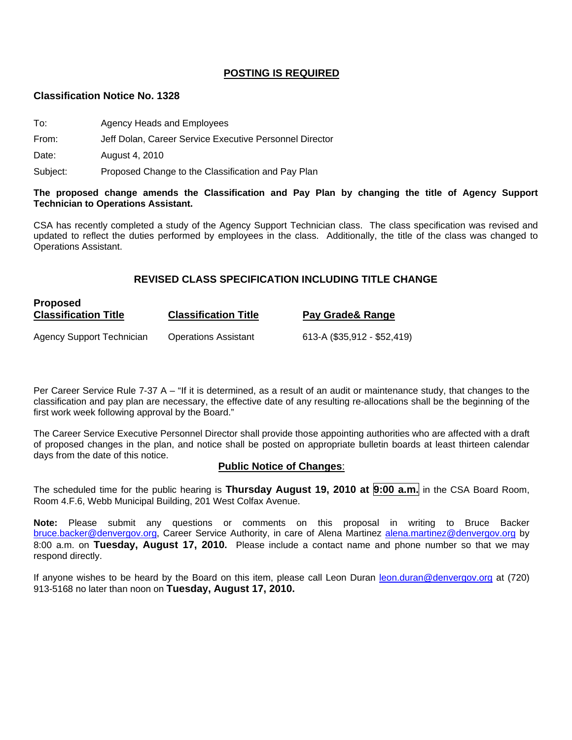## POSTING IS REQUIRED

**Classification Notice No. 1328**

To: Agency Heads and Employees

From: Jeff Dolan, Career Service Executive Personnel Director

Date: August 4, 2010

Subject: Proposed Change to the Classification and Pay Plan

**The proposed change amends the Classification and Pay Plan by changing the title of Agency Support Technician to Operations Assistant.**

CSA has recently completed a study of the Agency Support Technician class. The class specification was revised and updated to reflect the duties performed by employees in the class. Additionally, the title of the class was changed to Operations Assistant.

### REVISED CLASS SPECIFICATION INCLUDING TITLE CHANGE

| Proposed Classification Title | Classification Title | Pay Grade& Range |
|---|---|---|
| Agency Support Technician | Operations Assistant | 613-A ($35,912 - $52,419) |

Per Career Service Rule 7-37 A – "If it is determined, as a result of an audit or maintenance study, that changes to the classification and pay plan are necessary, the effective date of any resulting re-allocations shall be the beginning of the first work week following approval by the Board."

The Career Service Executive Personnel Director shall provide those appointing authorities who are affected with a draft of proposed changes in the plan, and notice shall be posted on appropriate bulletin boards at least thirteen calendar days from the date of this notice.

**Public Notice of Changes**:

The scheduled time for the public hearing is **Thursday August 19, 2010 at 9:00 a.m.** in the CSA Board Room, Room 4.F.6, Webb Municipal Building, 201 West Colfax Avenue.

**Note:** Please submit any questions or comments on this proposal in writing to Bruce Backer bruce.backer@denvergov.org, Career Service Authority, in care of Alena Martinez alena.martinez@denvergov.org by 8:00 a.m. on **Tuesday, August 17, 2010.** Please include a contact name and phone number so that we may respond directly.

If anyone wishes to be heard by the Board on this item, please call Leon Duran leon.duran@denvergov.org at (720) 913-5168 no later than noon on **Tuesday, August 17, 2010.**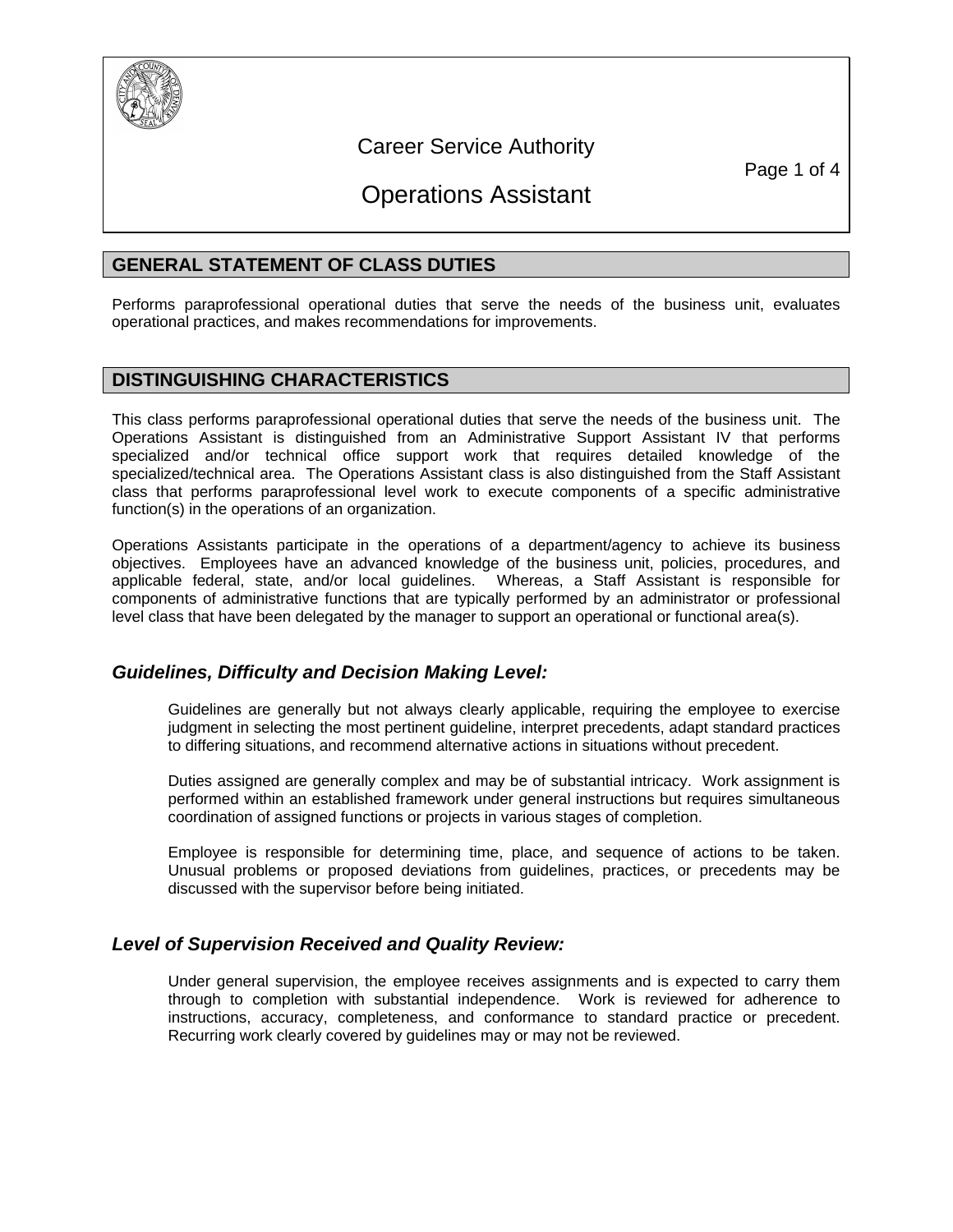# Career Service Authority

# Operations Assistant

## GENERAL STATEMENT OF CLASS DUTIES

Performs paraprofessional operational duties that serve the needs of the business unit, evaluates operational practices, and makes recommendations for improvements.

## DISTINGUISHING CHARACTERISTICS

This class performs paraprofessional operational duties that serve the needs of the business unit. The Operations Assistant is distinguished from an Administrative Support Assistant IV that performs specialized and/or technical office support work that requires detailed knowledge of the specialized/technical area. The Operations Assistant class is also distinguished from the Staff Assistant class that performs paraprofessional level work to execute components of a specific administrative function(s) in the operations of an organization.

Operations Assistants participate in the operations of a department/agency to achieve its business objectives. Employees have an advanced knowledge of the business unit, policies, procedures, and applicable federal, state, and/or local guidelines. Whereas, a Staff Assistant is responsible for components of administrative functions that are typically performed by an administrator or professional level class that have been delegated by the manager to support an operational or functional area(s).

### *Guidelines, Difficulty and Decision Making Level:*

Guidelines are generally but not always clearly applicable, requiring the employee to exercise judgment in selecting the most pertinent guideline, interpret precedents, adapt standard practices to differing situations, and recommend alternative actions in situations without precedent.

Duties assigned are generally complex and may be of substantial intricacy. Work assignment is performed within an established framework under general instructions but requires simultaneous coordination of assigned functions or projects in various stages of completion.

Employee is responsible for determining time, place, and sequence of actions to be taken. Unusual problems or proposed deviations from guidelines, practices, or precedents may be discussed with the supervisor before being initiated.

### *Level of Supervision Received and Quality Review:*

Under general supervision, the employee receives assignments and is expected to carry them through to completion with substantial independence. Work is reviewed for adherence to instructions, accuracy, completeness, and conformance to standard practice or precedent. Recurring work clearly covered by guidelines may or may not be reviewed.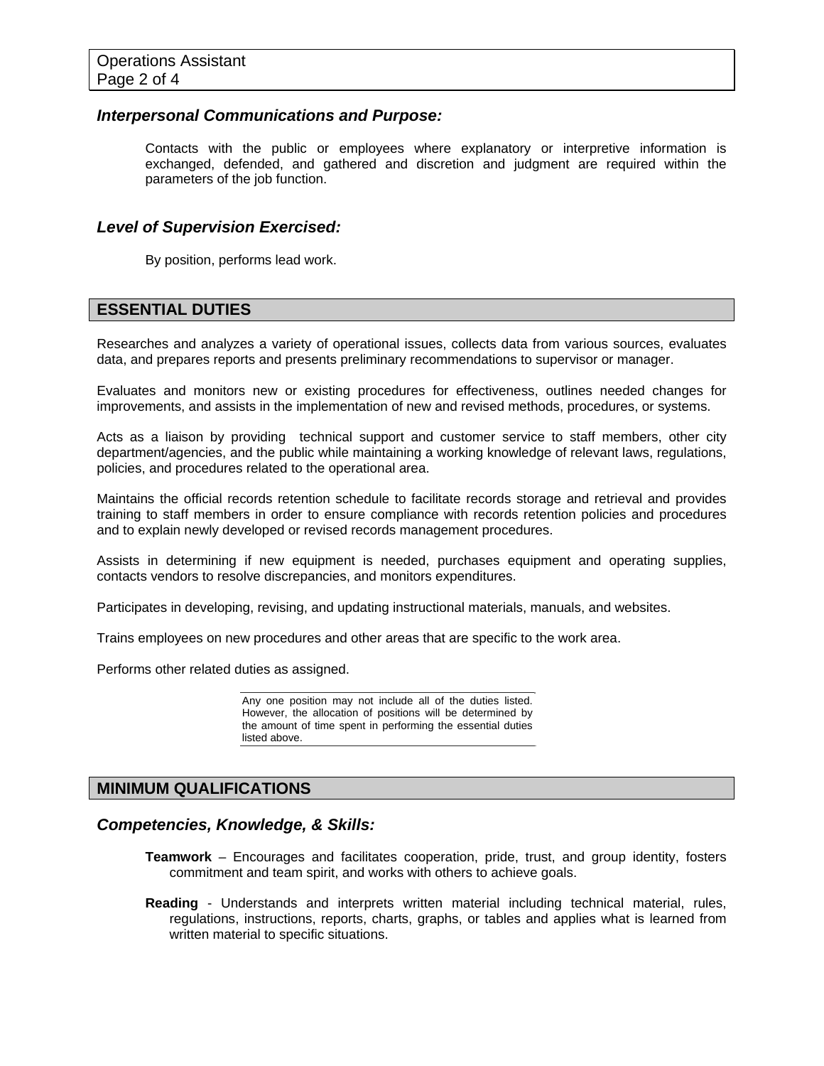### *Interpersonal Communications and Purpose:*

Contacts with the public or employees where explanatory or interpretive information is exchanged, defended, and gathered and discretion and judgment are required within the parameters of the job function.

### *Level of Supervision Exercised:*

By position, performs lead work.

## ESSENTIAL DUTIES

Researches and analyzes a variety of operational issues, collects data from various sources, evaluates data, and prepares reports and presents preliminary recommendations to supervisor or manager.

Evaluates and monitors new or existing procedures for effectiveness, outlines needed changes for improvements, and assists in the implementation of new and revised methods, procedures, or systems.

Acts as a liaison by providing technical support and customer service to staff members, other city department/agencies, and the public while maintaining a working knowledge of relevant laws, regulations, policies, and procedures related to the operational area.

Maintains the official records retention schedule to facilitate records storage and retrieval and provides training to staff members in order to ensure compliance with records retention policies and procedures and to explain newly developed or revised records management procedures.

Assists in determining if new equipment is needed, purchases equipment and operating supplies, contacts vendors to resolve discrepancies, and monitors expenditures.

Participates in developing, revising, and updating instructional materials, manuals, and websites.

Trains employees on new procedures and other areas that are specific to the work area.

Performs other related duties as assigned.

Any one position may not include all of the duties listed. However, the allocation of positions will be determined by the amount of time spent in performing the essential duties listed above.

## MINIMUM QUALIFICATIONS

### *Competencies, Knowledge, & Skills:*

**Teamwork** – Encourages and facilitates cooperation, pride, trust, and group identity, fosters commitment and team spirit, and works with others to achieve goals.

**Reading** - Understands and interprets written material including technical material, rules, regulations, instructions, reports, charts, graphs, or tables and applies what is learned from written material to specific situations.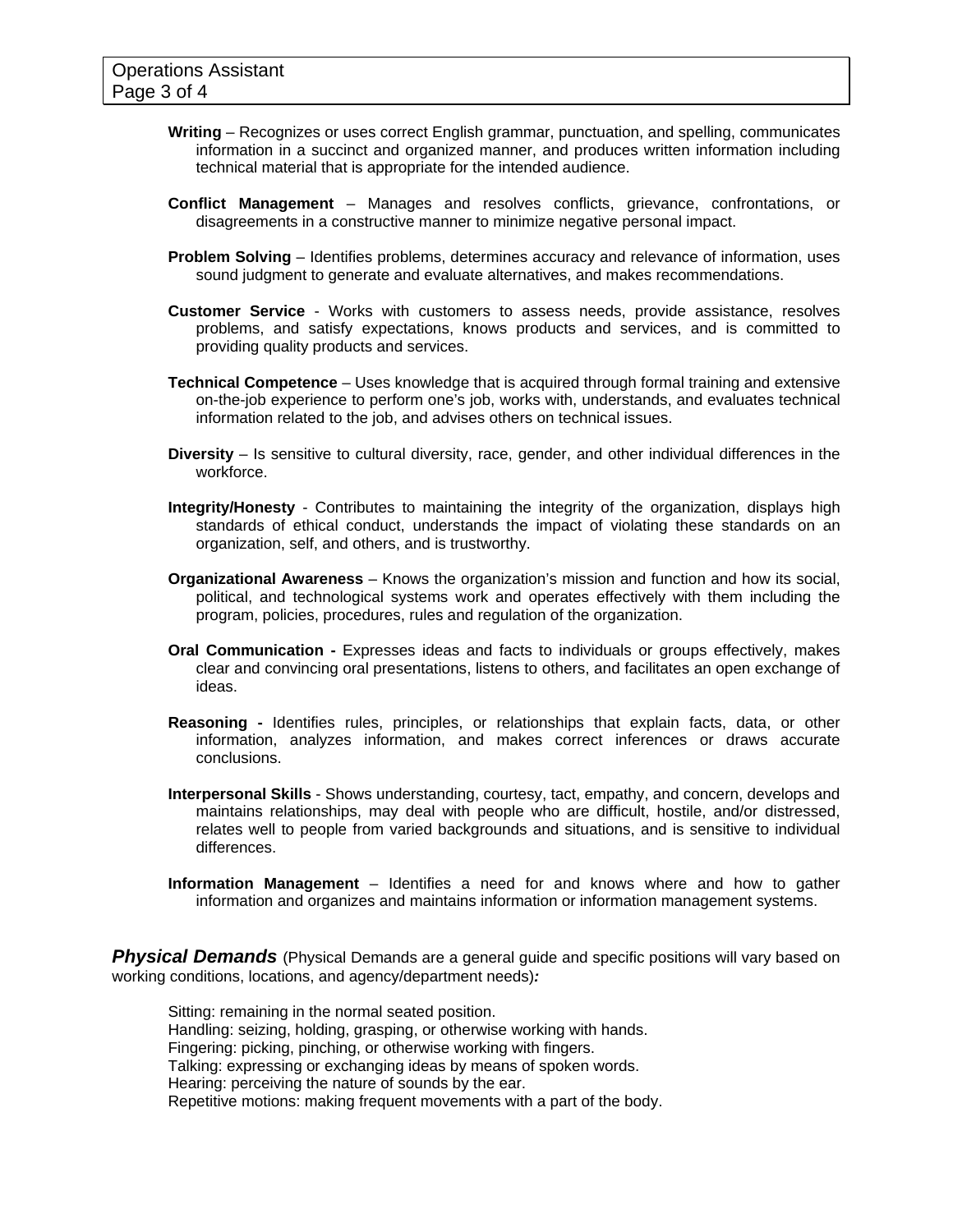**Writing** – Recognizes or uses correct English grammar, punctuation, and spelling, communicates information in a succinct and organized manner, and produces written information including technical material that is appropriate for the intended audience.

**Conflict Management** – Manages and resolves conflicts, grievance, confrontations, or disagreements in a constructive manner to minimize negative personal impact.

**Problem Solving** – Identifies problems, determines accuracy and relevance of information, uses sound judgment to generate and evaluate alternatives, and makes recommendations.

**Customer Service** - Works with customers to assess needs, provide assistance, resolves problems, and satisfy expectations, knows products and services, and is committed to providing quality products and services.

**Technical Competence** – Uses knowledge that is acquired through formal training and extensive on-the-job experience to perform one's job, works with, understands, and evaluates technical information related to the job, and advises others on technical issues.

**Diversity** – Is sensitive to cultural diversity, race, gender, and other individual differences in the workforce.

**Integrity/Honesty** - Contributes to maintaining the integrity of the organization, displays high standards of ethical conduct, understands the impact of violating these standards on an organization, self, and others, and is trustworthy.

**Organizational Awareness** – Knows the organization's mission and function and how its social, political, and technological systems work and operates effectively with them including the program, policies, procedures, rules and regulation of the organization.

**Oral Communication -** Expresses ideas and facts to individuals or groups effectively, makes clear and convincing oral presentations, listens to others, and facilitates an open exchange of ideas.

**Reasoning -** Identifies rules, principles, or relationships that explain facts, data, or other information, analyzes information, and makes correct inferences or draws accurate conclusions.

**Interpersonal Skills** - Shows understanding, courtesy, tact, empathy, and concern, develops and maintains relationships, may deal with people who are difficult, hostile, and/or distressed, relates well to people from varied backgrounds and situations, and is sensitive to individual differences.

**Information Management** – Identifies a need for and knows where and how to gather information and organizes and maintains information or information management systems.

***Physical Demands*** (Physical Demands are a general guide and specific positions will vary based on working conditions, locations, and agency/department needs)***:***

Sitting: remaining in the normal seated position.
Handling: seizing, holding, grasping, or otherwise working with hands.
Fingering: picking, pinching, or otherwise working with fingers.
Talking: expressing or exchanging ideas by means of spoken words.
Hearing: perceiving the nature of sounds by the ear.
Repetitive motions: making frequent movements with a part of the body.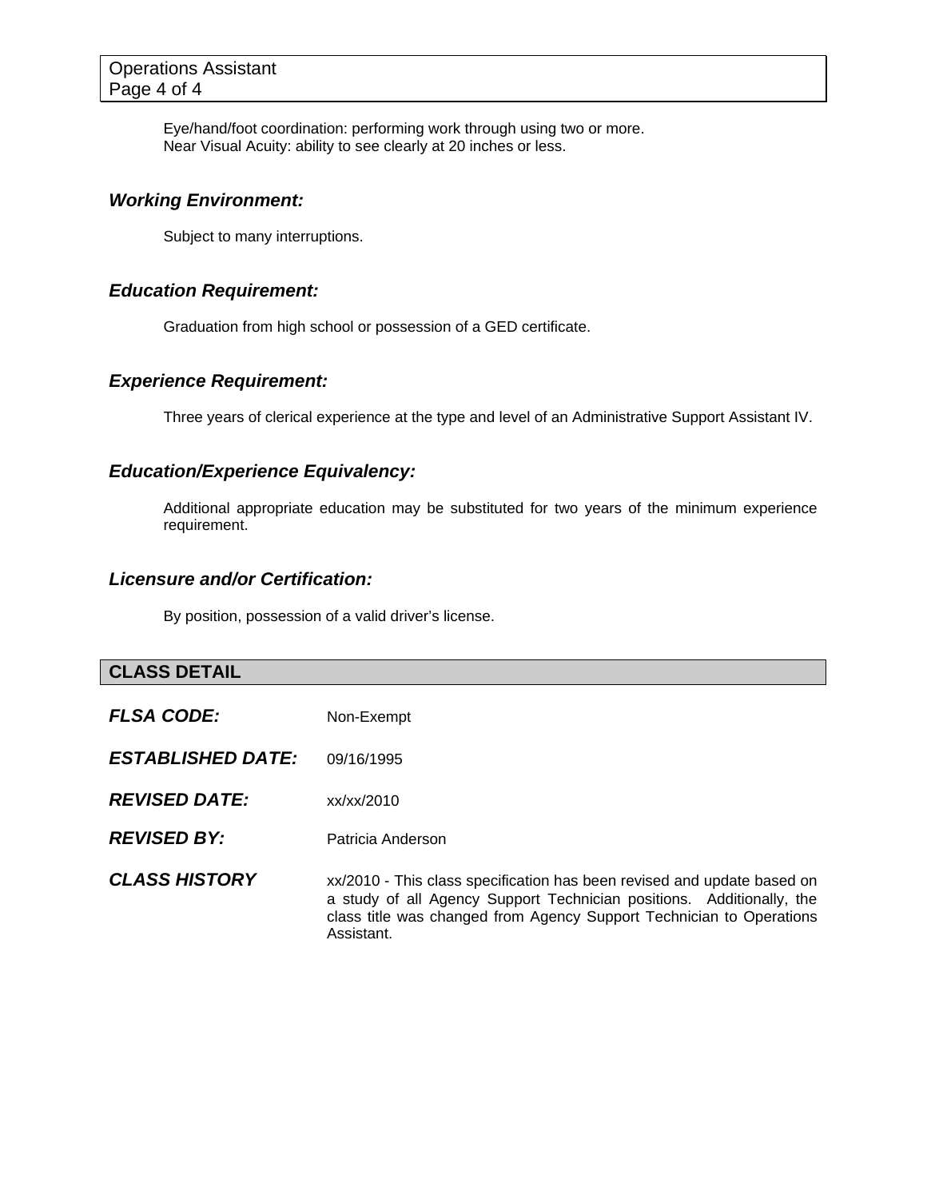Eye/hand/foot coordination: performing work through using two or more.
Near Visual Acuity: ability to see clearly at 20 inches or less.

### *Working Environment:*

Subject to many interruptions.

### *Education Requirement:*

Graduation from high school or possession of a GED certificate.

### *Experience Requirement:*

Three years of clerical experience at the type and level of an Administrative Support Assistant IV.

### *Education/Experience Equivalency:*

Additional appropriate education may be substituted for two years of the minimum experience requirement.

### *Licensure and/or Certification:*

By position, possession of a valid driver's license.

## CLASS DETAIL

***FLSA CODE:*** Non-Exempt

***ESTABLISHED DATE:*** 09/16/1995

***REVISED DATE:*** xx/xx/2010

***REVISED BY:*** Patricia Anderson

***CLASS HISTORY*** xx/2010 - This class specification has been revised and update based on a study of all Agency Support Technician positions. Additionally, the class title was changed from Agency Support Technician to Operations Assistant.